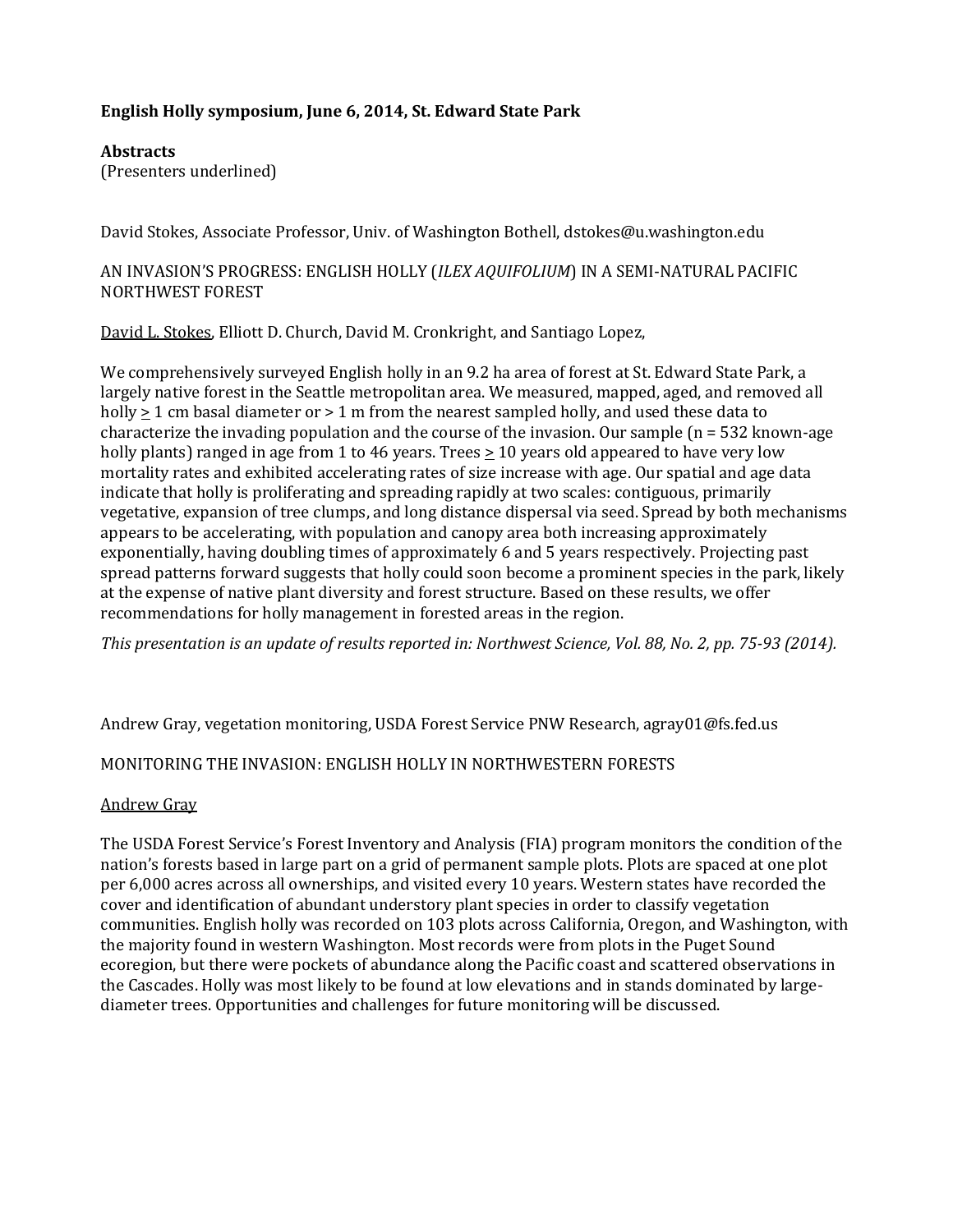**English Holly symposium, June 6, 2014, St. Edward State Park**

**Abstracts**
(Presenters underlined)

David Stokes, Associate Professor, Univ. of Washington Bothell, dstokes@u.washington.edu

AN INVASION'S PROGRESS: ENGLISH HOLLY (*ILEX AQUIFOLIUM*) IN A SEMI-NATURAL PACIFIC NORTHWEST FOREST

<u>David L. Stokes</u>, Elliott D. Church, David M. Cronkright, and Santiago Lopez,

We comprehensively surveyed English holly in an 9.2 ha area of forest at St. Edward State Park, a largely native forest in the Seattle metropolitan area. We measured, mapped, aged, and removed all holly ≥ 1 cm basal diameter or > 1 m from the nearest sampled holly, and used these data to characterize the invading population and the course of the invasion. Our sample (n = 532 known-age holly plants) ranged in age from 1 to 46 years. Trees ≥ 10 years old appeared to have very low mortality rates and exhibited accelerating rates of size increase with age. Our spatial and age data indicate that holly is proliferating and spreading rapidly at two scales: contiguous, primarily vegetative, expansion of tree clumps, and long distance dispersal via seed. Spread by both mechanisms appears to be accelerating, with population and canopy area both increasing approximately exponentially, having doubling times of approximately 6 and 5 years respectively. Projecting past spread patterns forward suggests that holly could soon become a prominent species in the park, likely at the expense of native plant diversity and forest structure. Based on these results, we offer recommendations for holly management in forested areas in the region.

*This presentation is an update of results reported in: Northwest Science, Vol. 88, No. 2, pp. 75-93 (2014).*

Andrew Gray, vegetation monitoring, USDA Forest Service PNW Research, agray01@fs.fed.us

MONITORING THE INVASION: ENGLISH HOLLY IN NORTHWESTERN FORESTS

<u>Andrew Gray</u>

The USDA Forest Service's Forest Inventory and Analysis (FIA) program monitors the condition of the nation's forests based in large part on a grid of permanent sample plots. Plots are spaced at one plot per 6,000 acres across all ownerships, and visited every 10 years. Western states have recorded the cover and identification of abundant understory plant species in order to classify vegetation communities. English holly was recorded on 103 plots across California, Oregon, and Washington, with the majority found in western Washington. Most records were from plots in the Puget Sound ecoregion, but there were pockets of abundance along the Pacific coast and scattered observations in the Cascades. Holly was most likely to be found at low elevations and in stands dominated by large-diameter trees. Opportunities and challenges for future monitoring will be discussed.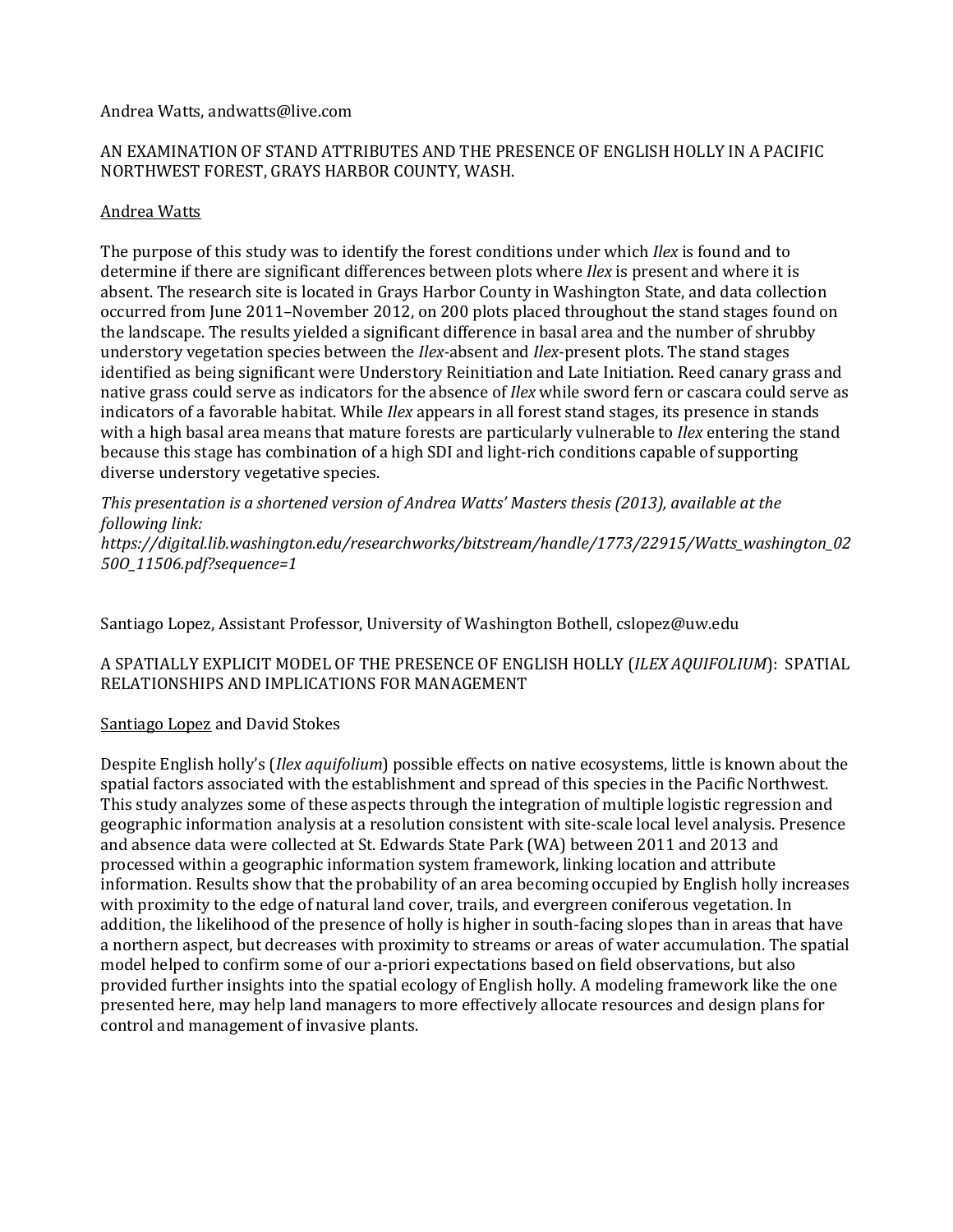Andrea Watts, andwatts@live.com

AN EXAMINATION OF STAND ATTRIBUTES AND THE PRESENCE OF ENGLISH HOLLY IN A PACIFIC NORTHWEST FOREST, GRAYS HARBOR COUNTY, WASH.

<u>Andrea Watts</u>

The purpose of this study was to identify the forest conditions under which *Ilex* is found and to determine if there are significant differences between plots where *Ilex* is present and where it is absent. The research site is located in Grays Harbor County in Washington State, and data collection occurred from June 2011–November 2012, on 200 plots placed throughout the stand stages found on the landscape. The results yielded a significant difference in basal area and the number of shrubby understory vegetation species between the *Ilex*-absent and *Ilex*-present plots. The stand stages identified as being significant were Understory Reinitiation and Late Initiation. Reed canary grass and native grass could serve as indicators for the absence of *Ilex* while sword fern or cascara could serve as indicators of a favorable habitat. While *Ilex* appears in all forest stand stages, its presence in stands with a high basal area means that mature forests are particularly vulnerable to *Ilex* entering the stand because this stage has combination of a high SDI and light-rich conditions capable of supporting diverse understory vegetative species.

*This presentation is a shortened version of Andrea Watts' Masters thesis (2013), available at the following link:*
*https://digital.lib.washington.edu/researchworks/bitstream/handle/1773/22915/Watts_washington_0250O_11506.pdf?sequence=1*

Santiago Lopez, Assistant Professor, University of Washington Bothell, cslopez@uw.edu

A SPATIALLY EXPLICIT MODEL OF THE PRESENCE OF ENGLISH HOLLY (*ILEX AQUIFOLIUM*): SPATIAL RELATIONSHIPS AND IMPLICATIONS FOR MANAGEMENT

<u>Santiago Lopez</u> and David Stokes

Despite English holly's (*Ilex aquifolium*) possible effects on native ecosystems, little is known about the spatial factors associated with the establishment and spread of this species in the Pacific Northwest. This study analyzes some of these aspects through the integration of multiple logistic regression and geographic information analysis at a resolution consistent with site-scale local level analysis. Presence and absence data were collected at St. Edwards State Park (WA) between 2011 and 2013 and processed within a geographic information system framework, linking location and attribute information. Results show that the probability of an area becoming occupied by English holly increases with proximity to the edge of natural land cover, trails, and evergreen coniferous vegetation. In addition, the likelihood of the presence of holly is higher in south-facing slopes than in areas that have a northern aspect, but decreases with proximity to streams or areas of water accumulation. The spatial model helped to confirm some of our a-priori expectations based on field observations, but also provided further insights into the spatial ecology of English holly. A modeling framework like the one presented here, may help land managers to more effectively allocate resources and design plans for control and management of invasive plants.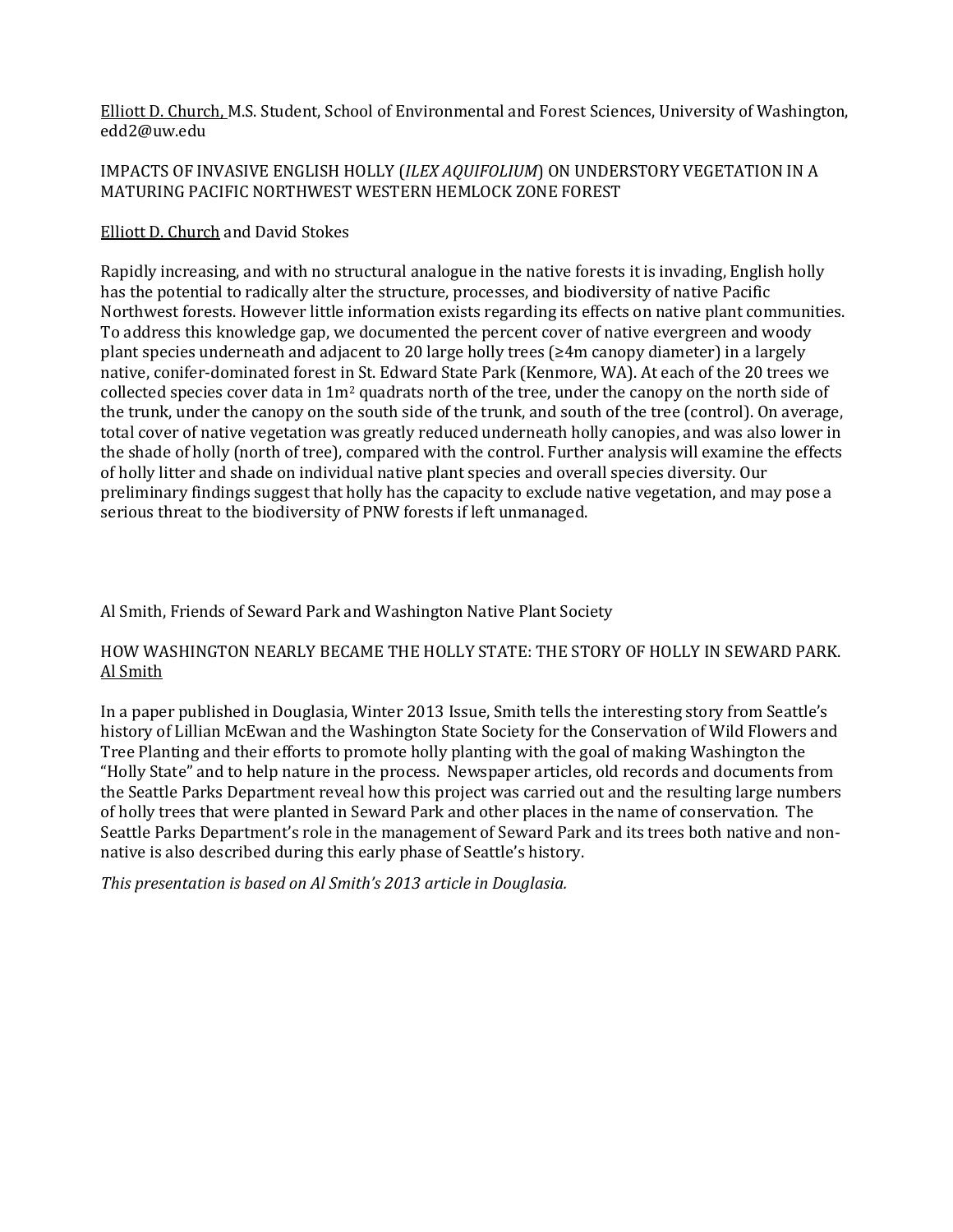Elliott D. Church, M.S. Student, School of Environmental and Forest Sciences, University of Washington, edd2@uw.edu

IMPACTS OF INVASIVE ENGLISH HOLLY (*ILEX AQUIFOLIUM*) ON UNDERSTORY VEGETATION IN A MATURING PACIFIC NORTHWEST WESTERN HEMLOCK ZONE FOREST

Elliott D. Church and David Stokes

Rapidly increasing, and with no structural analogue in the native forests it is invading, English holly has the potential to radically alter the structure, processes, and biodiversity of native Pacific Northwest forests. However little information exists regarding its effects on native plant communities. To address this knowledge gap, we documented the percent cover of native evergreen and woody plant species underneath and adjacent to 20 large holly trees (≥4m canopy diameter) in a largely native, conifer-dominated forest in St. Edward State Park (Kenmore, WA). At each of the 20 trees we collected species cover data in $1m^2$ quadrats north of the tree, under the canopy on the north side of the trunk, under the canopy on the south side of the trunk, and south of the tree (control). On average, total cover of native vegetation was greatly reduced underneath holly canopies, and was also lower in the shade of holly (north of tree), compared with the control. Further analysis will examine the effects of holly litter and shade on individual native plant species and overall species diversity. Our preliminary findings suggest that holly has the capacity to exclude native vegetation, and may pose a serious threat to the biodiversity of PNW forests if left unmanaged.

Al Smith, Friends of Seward Park and Washington Native Plant Society

HOW WASHINGTON NEARLY BECAME THE HOLLY STATE: THE STORY OF HOLLY IN SEWARD PARK.
Al Smith

In a paper published in Douglasia, Winter 2013 Issue, Smith tells the interesting story from Seattle's history of Lillian McEwan and the Washington State Society for the Conservation of Wild Flowers and Tree Planting and their efforts to promote holly planting with the goal of making Washington the "Holly State" and to help nature in the process. Newspaper articles, old records and documents from the Seattle Parks Department reveal how this project was carried out and the resulting large numbers of holly trees that were planted in Seward Park and other places in the name of conservation. The Seattle Parks Department's role in the management of Seward Park and its trees both native and non-native is also described during this early phase of Seattle's history.

*This presentation is based on Al Smith's 2013 article in Douglasia.*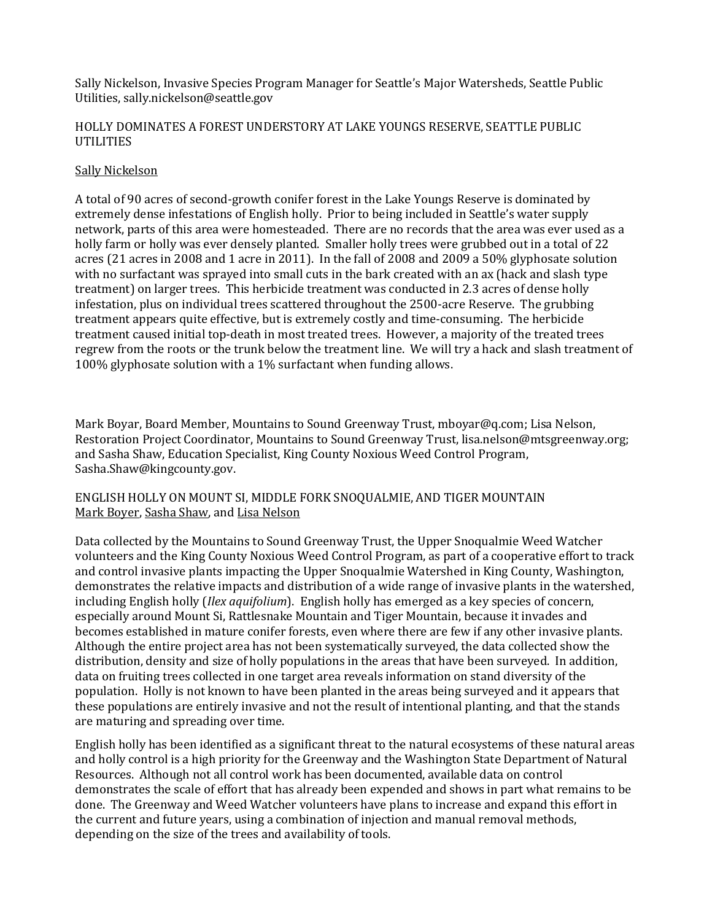Sally Nickelson, Invasive Species Program Manager for Seattle's Major Watersheds, Seattle Public Utilities, sally.nickelson@seattle.gov

## HOLLY DOMINATES A FOREST UNDERSTORY AT LAKE YOUNGS RESERVE, SEATTLE PUBLIC UTILITIES

Sally Nickelson

A total of 90 acres of second-growth conifer forest in the Lake Youngs Reserve is dominated by extremely dense infestations of English holly. Prior to being included in Seattle's water supply network, parts of this area were homesteaded. There are no records that the area was ever used as a holly farm or holly was ever densely planted. Smaller holly trees were grubbed out in a total of 22 acres (21 acres in 2008 and 1 acre in 2011). In the fall of 2008 and 2009 a 50% glyphosate solution with no surfactant was sprayed into small cuts in the bark created with an ax (hack and slash type treatment) on larger trees. This herbicide treatment was conducted in 2.3 acres of dense holly infestation, plus on individual trees scattered throughout the 2500-acre Reserve. The grubbing treatment appears quite effective, but is extremely costly and time-consuming. The herbicide treatment caused initial top-death in most treated trees. However, a majority of the treated trees regrew from the roots or the trunk below the treatment line. We will try a hack and slash treatment of 100% glyphosate solution with a 1% surfactant when funding allows.

Mark Boyar, Board Member, Mountains to Sound Greenway Trust, mboyar@q.com; Lisa Nelson, Restoration Project Coordinator, Mountains to Sound Greenway Trust, lisa.nelson@mtsgreenway.org; and Sasha Shaw, Education Specialist, King County Noxious Weed Control Program, Sasha.Shaw@kingcounty.gov.

## ENGLISH HOLLY ON MOUNT SI, MIDDLE FORK SNOQUALMIE, AND TIGER MOUNTAIN

Mark Boyer, Sasha Shaw, and Lisa Nelson

Data collected by the Mountains to Sound Greenway Trust, the Upper Snoqualmie Weed Watcher volunteers and the King County Noxious Weed Control Program, as part of a cooperative effort to track and control invasive plants impacting the Upper Snoqualmie Watershed in King County, Washington, demonstrates the relative impacts and distribution of a wide range of invasive plants in the watershed, including English holly (*Ilex aquifolium*). English holly has emerged as a key species of concern, especially around Mount Si, Rattlesnake Mountain and Tiger Mountain, because it invades and becomes established in mature conifer forests, even where there are few if any other invasive plants. Although the entire project area has not been systematically surveyed, the data collected show the distribution, density and size of holly populations in the areas that have been surveyed. In addition, data on fruiting trees collected in one target area reveals information on stand diversity of the population. Holly is not known to have been planted in the areas being surveyed and it appears that these populations are entirely invasive and not the result of intentional planting, and that the stands are maturing and spreading over time.

English holly has been identified as a significant threat to the natural ecosystems of these natural areas and holly control is a high priority for the Greenway and the Washington State Department of Natural Resources. Although not all control work has been documented, available data on control demonstrates the scale of effort that has already been expended and shows in part what remains to be done. The Greenway and Weed Watcher volunteers have plans to increase and expand this effort in the current and future years, using a combination of injection and manual removal methods, depending on the size of the trees and availability of tools.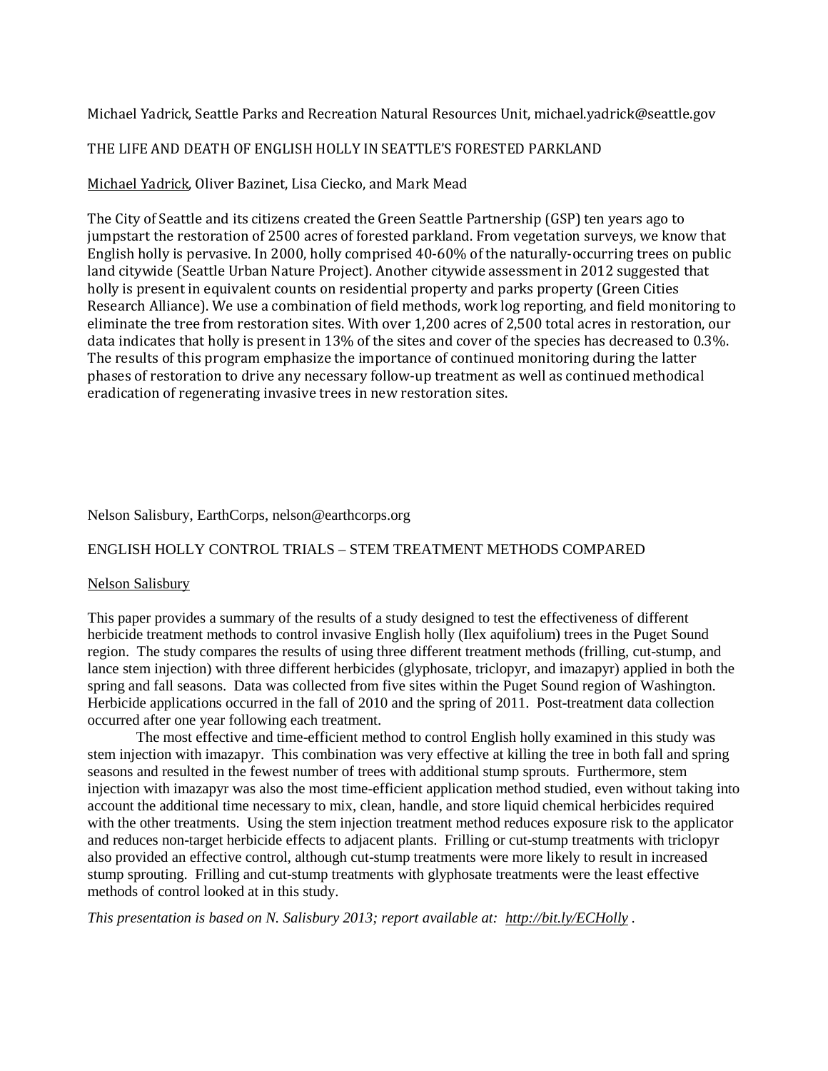Michael Yadrick, Seattle Parks and Recreation Natural Resources Unit, michael.yadrick@seattle.gov

## THE LIFE AND DEATH OF ENGLISH HOLLY IN SEATTLE'S FORESTED PARKLAND

Michael Yadrick, Oliver Bazinet, Lisa Ciecko, and Mark Mead

The City of Seattle and its citizens created the Green Seattle Partnership (GSP) ten years ago to jumpstart the restoration of 2500 acres of forested parkland. From vegetation surveys, we know that English holly is pervasive. In 2000, holly comprised 40-60% of the naturally-occurring trees on public land citywide (Seattle Urban Nature Project). Another citywide assessment in 2012 suggested that holly is present in equivalent counts on residential property and parks property (Green Cities Research Alliance). We use a combination of field methods, work log reporting, and field monitoring to eliminate the tree from restoration sites. With over 1,200 acres of 2,500 total acres in restoration, our data indicates that holly is present in 13% of the sites and cover of the species has decreased to 0.3%. The results of this program emphasize the importance of continued monitoring during the latter phases of restoration to drive any necessary follow-up treatment as well as continued methodical eradication of regenerating invasive trees in new restoration sites.

Nelson Salisbury, EarthCorps, nelson@earthcorps.org

## ENGLISH HOLLY CONTROL TRIALS – STEM TREATMENT METHODS COMPARED

Nelson Salisbury

This paper provides a summary of the results of a study designed to test the effectiveness of different herbicide treatment methods to control invasive English holly (Ilex aquifolium) trees in the Puget Sound region. The study compares the results of using three different treatment methods (frilling, cut-stump, and lance stem injection) with three different herbicides (glyphosate, triclopyr, and imazapyr) applied in both the spring and fall seasons. Data was collected from five sites within the Puget Sound region of Washington. Herbicide applications occurred in the fall of 2010 and the spring of 2011. Post-treatment data collection occurred after one year following each treatment.

The most effective and time-efficient method to control English holly examined in this study was stem injection with imazapyr. This combination was very effective at killing the tree in both fall and spring seasons and resulted in the fewest number of trees with additional stump sprouts. Furthermore, stem injection with imazapyr was also the most time-efficient application method studied, even without taking into account the additional time necessary to mix, clean, handle, and store liquid chemical herbicides required with the other treatments. Using the stem injection treatment method reduces exposure risk to the applicator and reduces non-target herbicide effects to adjacent plants. Frilling or cut-stump treatments with triclopyr also provided an effective control, although cut-stump treatments were more likely to result in increased stump sprouting. Frilling and cut-stump treatments with glyphosate treatments were the least effective methods of control looked at in this study.

*This presentation is based on N. Salisbury 2013; report available at: http://bit.ly/ECHolly .*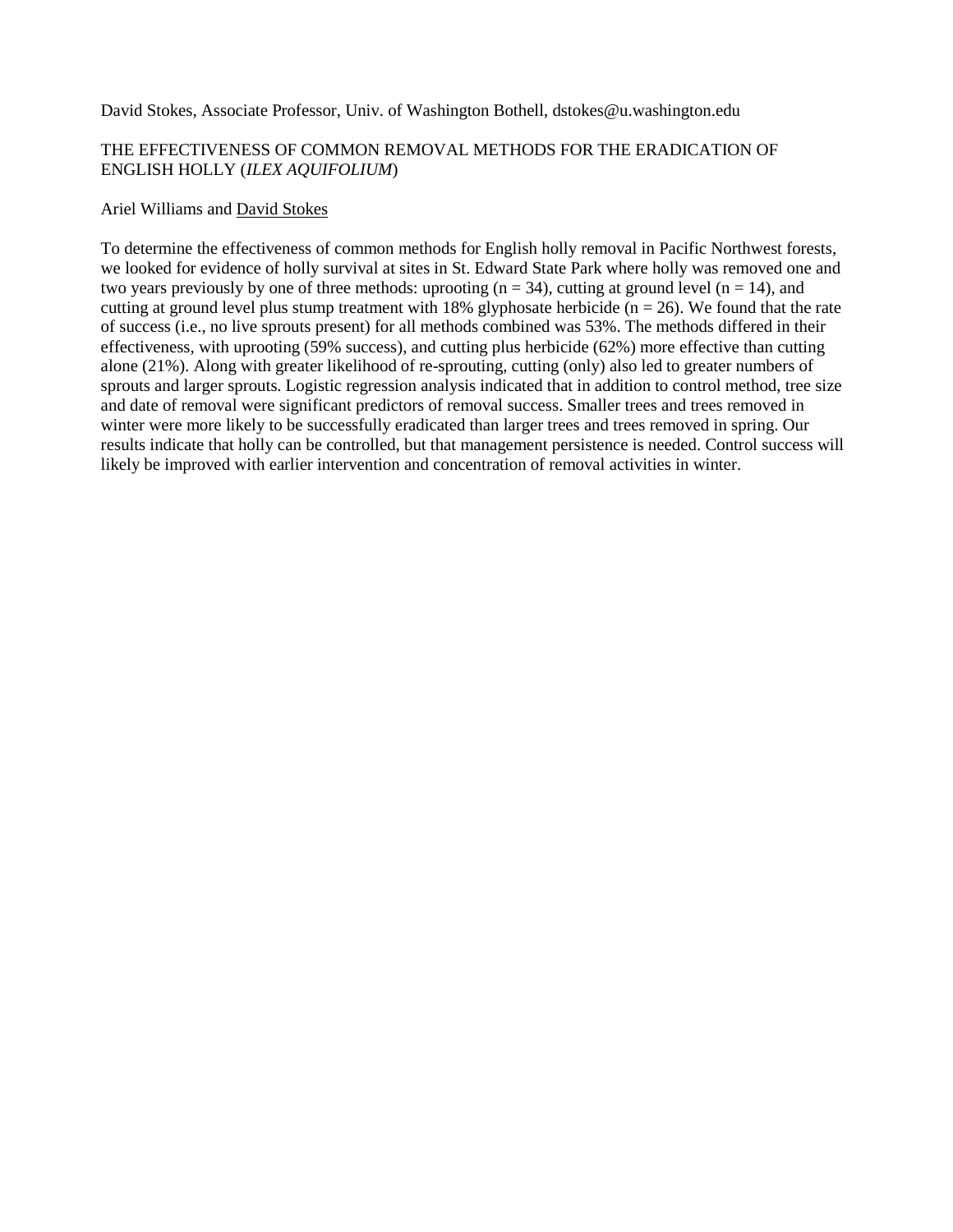David Stokes, Associate Professor, Univ. of Washington Bothell, dstokes@u.washington.edu

THE EFFECTIVENESS OF COMMON REMOVAL METHODS FOR THE ERADICATION OF ENGLISH HOLLY (*ILEX AQUIFOLIUM*)

Ariel Williams and David Stokes

To determine the effectiveness of common methods for English holly removal in Pacific Northwest forests, we looked for evidence of holly survival at sites in St. Edward State Park where holly was removed one and two years previously by one of three methods: uprooting ($n = 34$), cutting at ground level ($n = 14$), and cutting at ground level plus stump treatment with 18% glyphosate herbicide ($n = 26$). We found that the rate of success (i.e., no live sprouts present) for all methods combined was 53%. The methods differed in their effectiveness, with uprooting (59% success), and cutting plus herbicide (62%) more effective than cutting alone (21%). Along with greater likelihood of re-sprouting, cutting (only) also led to greater numbers of sprouts and larger sprouts. Logistic regression analysis indicated that in addition to control method, tree size and date of removal were significant predictors of removal success. Smaller trees and trees removed in winter were more likely to be successfully eradicated than larger trees and trees removed in spring. Our results indicate that holly can be controlled, but that management persistence is needed. Control success will likely be improved with earlier intervention and concentration of removal activities in winter.